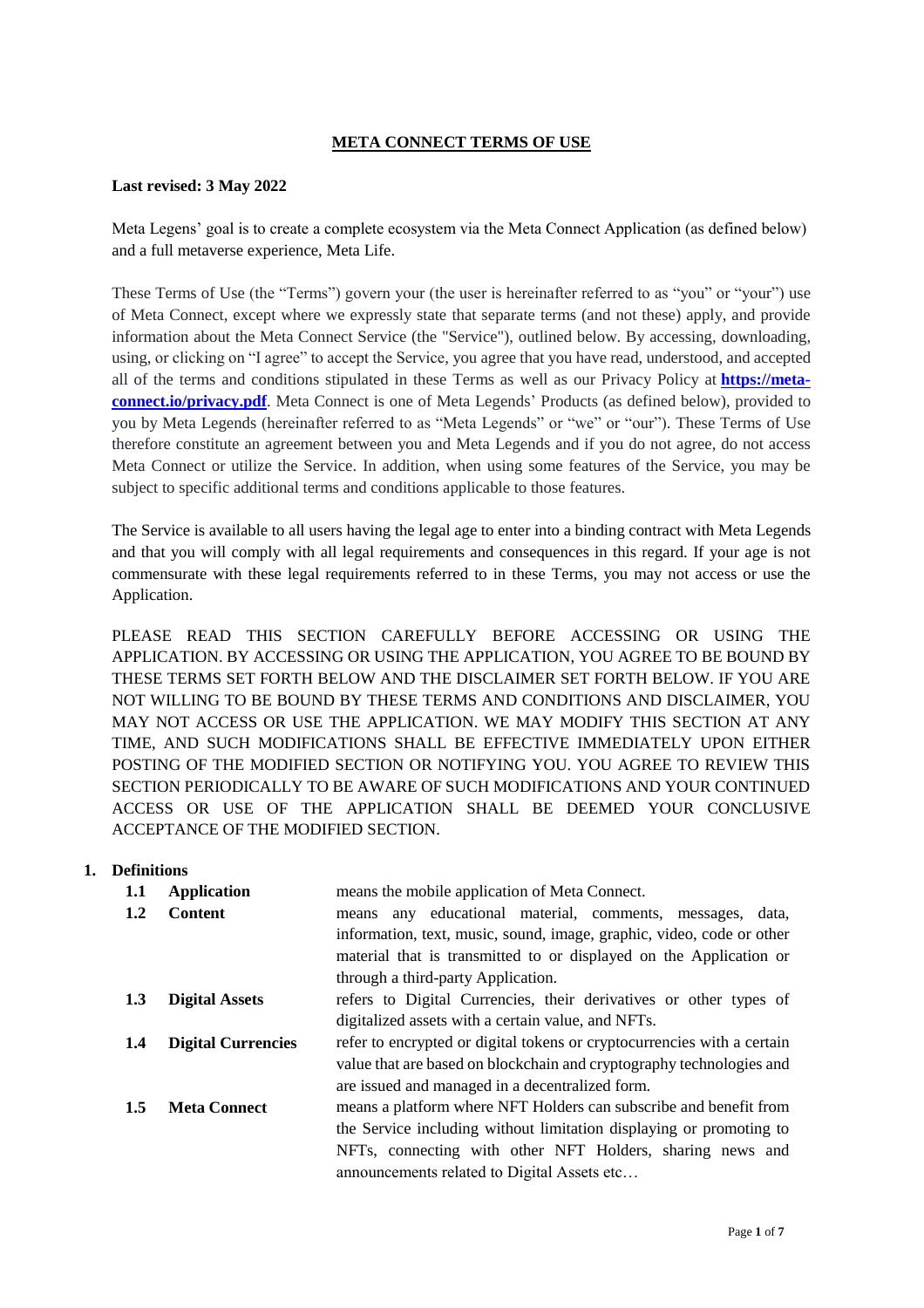# META CONNECT TERMS OF USE

**Last revised: 3 May 2022**

Meta Legens' goal is to create a complete ecosystem via the Meta Connect Application (as defined below) and a full metaverse experience, Meta Life.

These Terms of Use (the "Terms") govern your (the user is hereinafter referred to as "you" or "your") use of Meta Connect, except where we expressly state that separate terms (and not these) apply, and provide information about the Meta Connect Service (the "Service"), outlined below. By accessing, downloading, using, or clicking on "I agree" to accept the Service, you agree that you have read, understood, and accepted all of the terms and conditions stipulated in these Terms as well as our Privacy Policy at **https://meta-connect.io/privacy.pdf**. Meta Connect is one of Meta Legends' Products (as defined below), provided to you by Meta Legends (hereinafter referred to as "Meta Legends" or "we" or "our"). These Terms of Use therefore constitute an agreement between you and Meta Legends and if you do not agree, do not access Meta Connect or utilize the Service. In addition, when using some features of the Service, you may be subject to specific additional terms and conditions applicable to those features.

The Service is available to all users having the legal age to enter into a binding contract with Meta Legends and that you will comply with all legal requirements and consequences in this regard. If your age is not commensurate with these legal requirements referred to in these Terms, you may not access or use the Application.

PLEASE READ THIS SECTION CAREFULLY BEFORE ACCESSING OR USING THE APPLICATION. BY ACCESSING OR USING THE APPLICATION, YOU AGREE TO BE BOUND BY THESE TERMS SET FORTH BELOW AND THE DISCLAIMER SET FORTH BELOW. IF YOU ARE NOT WILLING TO BE BOUND BY THESE TERMS AND CONDITIONS AND DISCLAIMER, YOU MAY NOT ACCESS OR USE THE APPLICATION. WE MAY MODIFY THIS SECTION AT ANY TIME, AND SUCH MODIFICATIONS SHALL BE EFFECTIVE IMMEDIATELY UPON EITHER POSTING OF THE MODIFIED SECTION OR NOTIFYING YOU. YOU AGREE TO REVIEW THIS SECTION PERIODICALLY TO BE AWARE OF SUCH MODIFICATIONS AND YOUR CONTINUED ACCESS OR USE OF THE APPLICATION SHALL BE DEEMED YOUR CONCLUSIVE ACCEPTANCE OF THE MODIFIED SECTION.

## 1. Definitions

| | | |
|---|---|---|
| **1.1** | **Application** | means the mobile application of Meta Connect. |
| **1.2** | **Content** | means any educational material, comments, messages, data, information, text, music, sound, image, graphic, video, code or other material that is transmitted to or displayed on the Application or through a third-party Application. |
| **1.3** | **Digital Assets** | refers to Digital Currencies, their derivatives or other types of digitalized assets with a certain value, and NFTs. |
| **1.4** | **Digital Currencies** | refer to encrypted or digital tokens or cryptocurrencies with a certain value that are based on blockchain and cryptography technologies and are issued and managed in a decentralized form. |
| **1.5** | **Meta Connect** | means a platform where NFT Holders can subscribe and benefit from the Service including without limitation displaying or promoting to NFTs, connecting with other NFT Holders, sharing news and announcements related to Digital Assets etc… |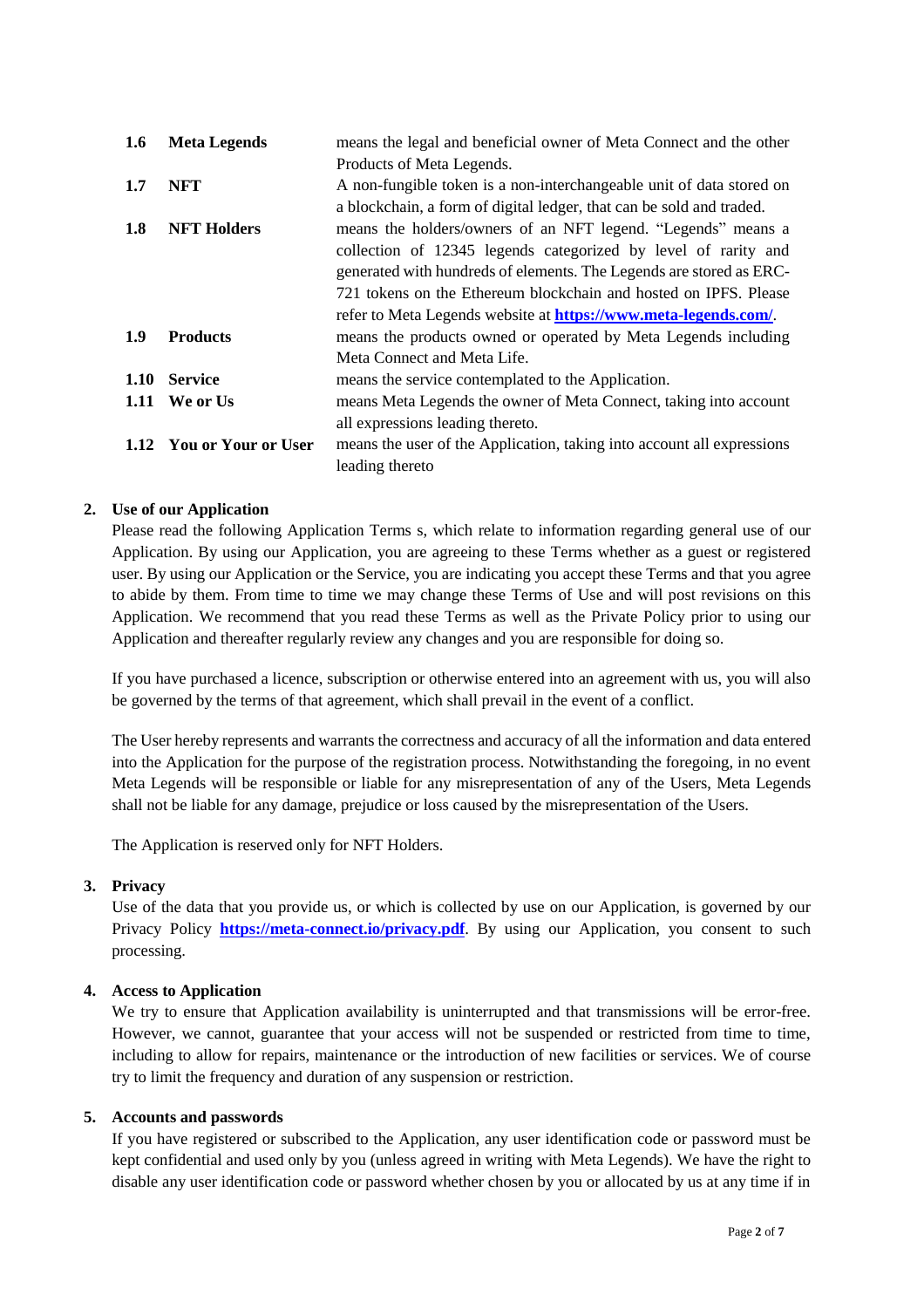| | | |
|---|---|---|
| **1.6** | **Meta Legends** | means the legal and beneficial owner of Meta Connect and the other Products of Meta Legends. |
| **1.7** | **NFT** | A non-fungible token is a non-interchangeable unit of data stored on a blockchain, a form of digital ledger, that can be sold and traded. |
| **1.8** | **NFT Holders** | means the holders/owners of an NFT legend. "Legends" means a collection of 12345 legends categorized by level of rarity and generated with hundreds of elements. The Legends are stored as ERC-721 tokens on the Ethereum blockchain and hosted on IPFS. Please refer to Meta Legends website at **https://www.meta-legends.com/**. |
| **1.9** | **Products** | means the products owned or operated by Meta Legends including Meta Connect and Meta Life. |
| **1.10** | **Service** | means the service contemplated to the Application. |
| **1.11** | **We or Us** | means Meta Legends the owner of Meta Connect, taking into account all expressions leading thereto. |
| **1.12** | **You or Your or User** | means the user of the Application, taking into account all expressions leading thereto |

## 2. Use of our Application

Please read the following Application Terms s, which relate to information regarding general use of our Application. By using our Application, you are agreeing to these Terms whether as a guest or registered user. By using our Application or the Service, you are indicating you accept these Terms and that you agree to abide by them. From time to time we may change these Terms of Use and will post revisions on this Application. We recommend that you read these Terms as well as the Private Policy prior to using our Application and thereafter regularly review any changes and you are responsible for doing so.

If you have purchased a licence, subscription or otherwise entered into an agreement with us, you will also be governed by the terms of that agreement, which shall prevail in the event of a conflict.

The User hereby represents and warrants the correctness and accuracy of all the information and data entered into the Application for the purpose of the registration process. Notwithstanding the foregoing, in no event Meta Legends will be responsible or liable for any misrepresentation of any of the Users, Meta Legends shall not be liable for any damage, prejudice or loss caused by the misrepresentation of the Users.

The Application is reserved only for NFT Holders.

## 3. Privacy

Use of the data that you provide us, or which is collected by use on our Application, is governed by our Privacy Policy **https://meta-connect.io/privacy.pdf**. By using our Application, you consent to such processing.

## 4. Access to Application

We try to ensure that Application availability is uninterrupted and that transmissions will be error-free. However, we cannot, guarantee that your access will not be suspended or restricted from time to time, including to allow for repairs, maintenance or the introduction of new facilities or services. We of course try to limit the frequency and duration of any suspension or restriction.

## 5. Accounts and passwords

If you have registered or subscribed to the Application, any user identification code or password must be kept confidential and used only by you (unless agreed in writing with Meta Legends). We have the right to disable any user identification code or password whether chosen by you or allocated by us at any time if in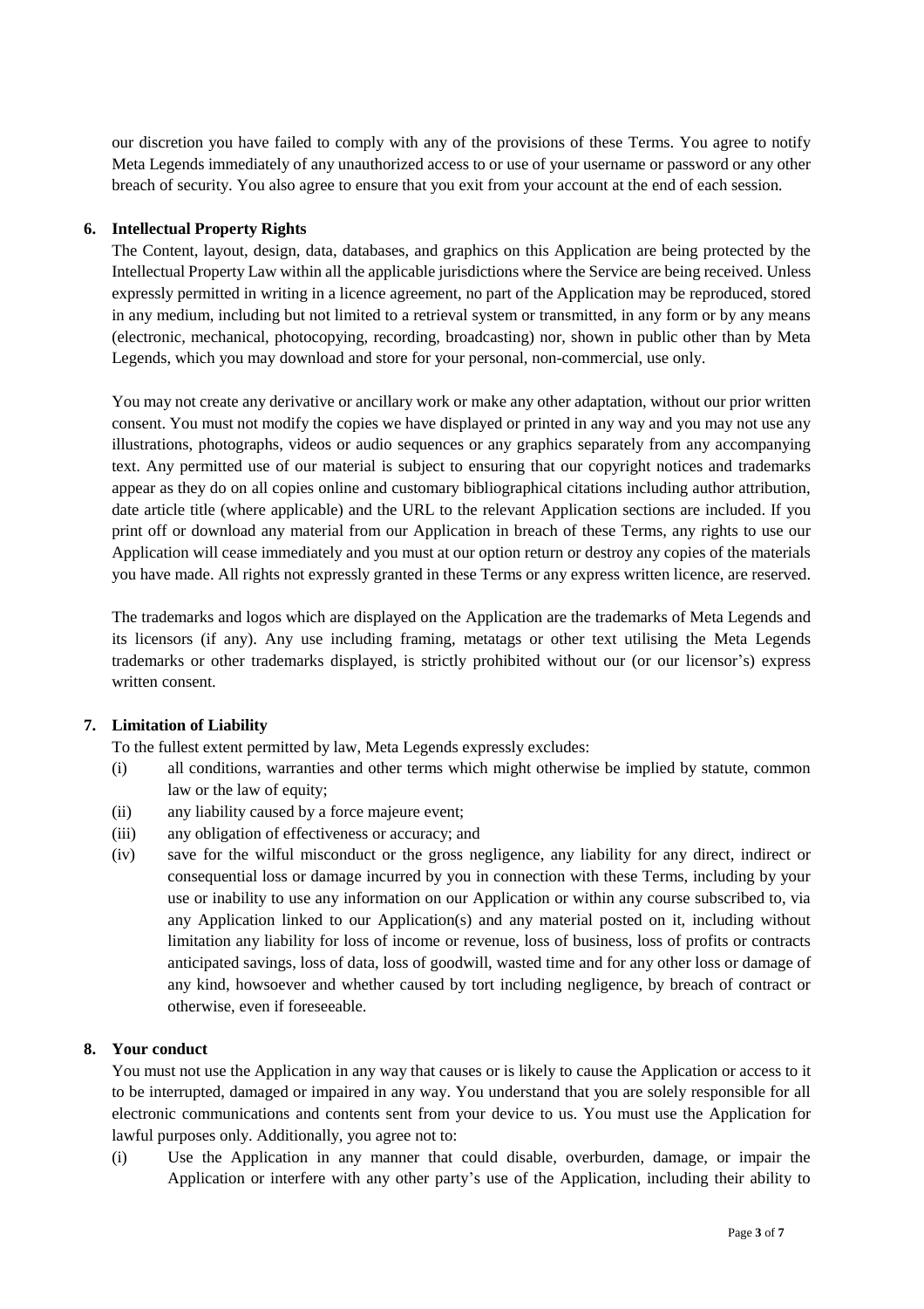our discretion you have failed to comply with any of the provisions of these Terms. You agree to notify Meta Legends immediately of any unauthorized access to or use of your username or password or any other breach of security. You also agree to ensure that you exit from your account at the end of each session.

**6. Intellectual Property Rights**

The Content, layout, design, data, databases, and graphics on this Application are being protected by the Intellectual Property Law within all the applicable jurisdictions where the Service are being received. Unless expressly permitted in writing in a licence agreement, no part of the Application may be reproduced, stored in any medium, including but not limited to a retrieval system or transmitted, in any form or by any means (electronic, mechanical, photocopying, recording, broadcasting) nor, shown in public other than by Meta Legends, which you may download and store for your personal, non-commercial, use only.

You may not create any derivative or ancillary work or make any other adaptation, without our prior written consent. You must not modify the copies we have displayed or printed in any way and you may not use any illustrations, photographs, videos or audio sequences or any graphics separately from any accompanying text. Any permitted use of our material is subject to ensuring that our copyright notices and trademarks appear as they do on all copies online and customary bibliographical citations including author attribution, date article title (where applicable) and the URL to the relevant Application sections are included. If you print off or download any material from our Application in breach of these Terms, any rights to use our Application will cease immediately and you must at our option return or destroy any copies of the materials you have made. All rights not expressly granted in these Terms or any express written licence, are reserved.

The trademarks and logos which are displayed on the Application are the trademarks of Meta Legends and its licensors (if any). Any use including framing, metatags or other text utilising the Meta Legends trademarks or other trademarks displayed, is strictly prohibited without our (or our licensor's) express written consent.

**7. Limitation of Liability**

To the fullest extent permitted by law, Meta Legends expressly excludes:

(i) all conditions, warranties and other terms which might otherwise be implied by statute, common law or the law of equity;

(ii) any liability caused by a force majeure event;

(iii) any obligation of effectiveness or accuracy; and

(iv) save for the wilful misconduct or the gross negligence, any liability for any direct, indirect or consequential loss or damage incurred by you in connection with these Terms, including by your use or inability to use any information on our Application or within any course subscribed to, via any Application linked to our Application(s) and any material posted on it, including without limitation any liability for loss of income or revenue, loss of business, loss of profits or contracts anticipated savings, loss of data, loss of goodwill, wasted time and for any other loss or damage of any kind, howsoever and whether caused by tort including negligence, by breach of contract or otherwise, even if foreseeable.

**8. Your conduct**

You must not use the Application in any way that causes or is likely to cause the Application or access to it to be interrupted, damaged or impaired in any way. You understand that you are solely responsible for all electronic communications and contents sent from your device to us. You must use the Application for lawful purposes only. Additionally, you agree not to:

(i) Use the Application in any manner that could disable, overburden, damage, or impair the Application or interfere with any other party's use of the Application, including their ability to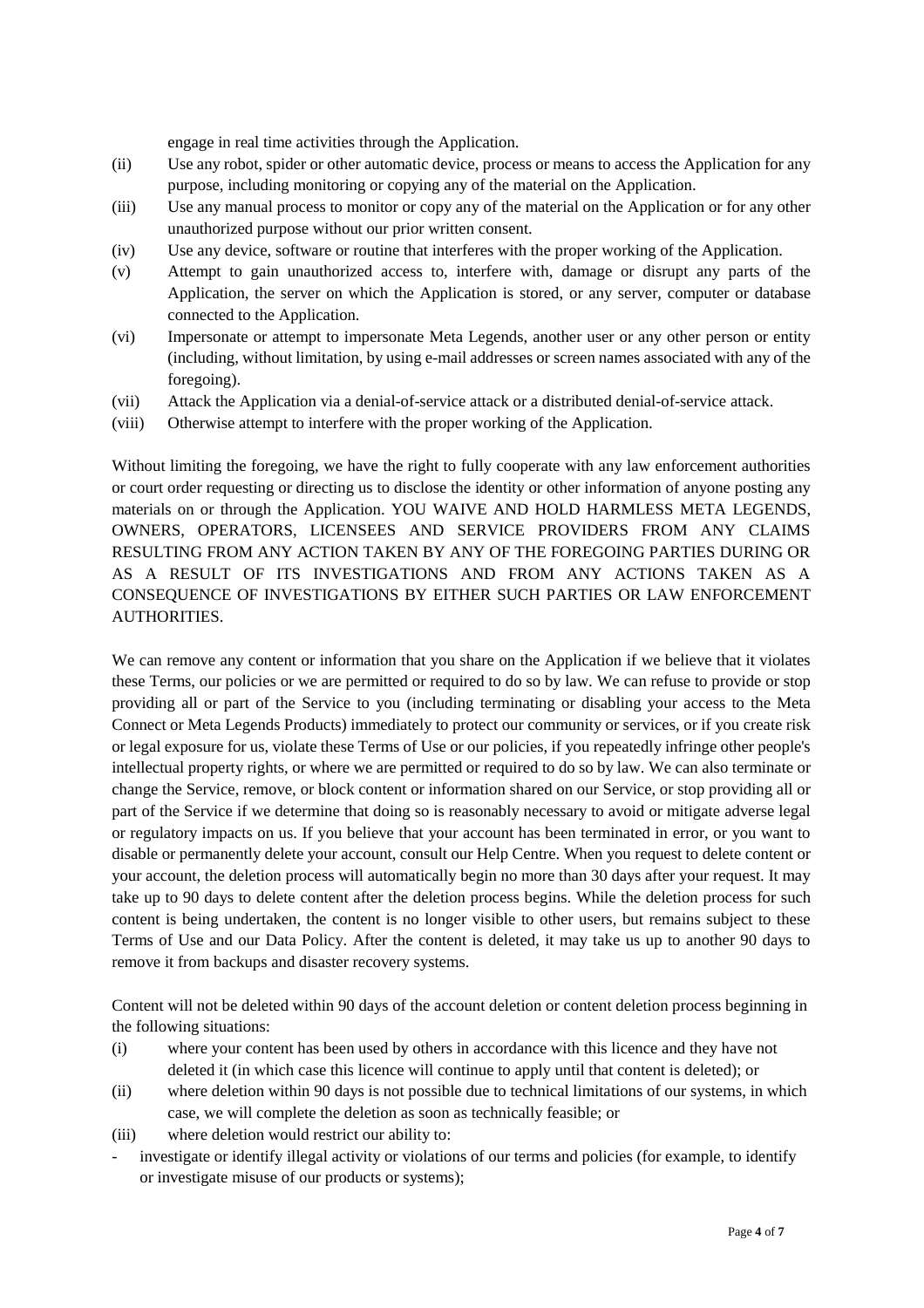engage in real time activities through the Application.

(ii) Use any robot, spider or other automatic device, process or means to access the Application for any purpose, including monitoring or copying any of the material on the Application.

(iii) Use any manual process to monitor or copy any of the material on the Application or for any other unauthorized purpose without our prior written consent.

(iv) Use any device, software or routine that interferes with the proper working of the Application.

(v) Attempt to gain unauthorized access to, interfere with, damage or disrupt any parts of the Application, the server on which the Application is stored, or any server, computer or database connected to the Application.

(vi) Impersonate or attempt to impersonate Meta Legends, another user or any other person or entity (including, without limitation, by using e-mail addresses or screen names associated with any of the foregoing).

(vii) Attack the Application via a denial-of-service attack or a distributed denial-of-service attack.

(viii) Otherwise attempt to interfere with the proper working of the Application.

Without limiting the foregoing, we have the right to fully cooperate with any law enforcement authorities or court order requesting or directing us to disclose the identity or other information of anyone posting any materials on or through the Application. YOU WAIVE AND HOLD HARMLESS META LEGENDS, OWNERS, OPERATORS, LICENSEES AND SERVICE PROVIDERS FROM ANY CLAIMS RESULTING FROM ANY ACTION TAKEN BY ANY OF THE FOREGOING PARTIES DURING OR AS A RESULT OF ITS INVESTIGATIONS AND FROM ANY ACTIONS TAKEN AS A CONSEQUENCE OF INVESTIGATIONS BY EITHER SUCH PARTIES OR LAW ENFORCEMENT AUTHORITIES.

We can remove any content or information that you share on the Application if we believe that it violates these Terms, our policies or we are permitted or required to do so by law. We can refuse to provide or stop providing all or part of the Service to you (including terminating or disabling your access to the Meta Connect or Meta Legends Products) immediately to protect our community or services, or if you create risk or legal exposure for us, violate these Terms of Use or our policies, if you repeatedly infringe other people's intellectual property rights, or where we are permitted or required to do so by law. We can also terminate or change the Service, remove, or block content or information shared on our Service, or stop providing all or part of the Service if we determine that doing so is reasonably necessary to avoid or mitigate adverse legal or regulatory impacts on us. If you believe that your account has been terminated in error, or you want to disable or permanently delete your account, consult our Help Centre. When you request to delete content or your account, the deletion process will automatically begin no more than 30 days after your request. It may take up to 90 days to delete content after the deletion process begins. While the deletion process for such content is being undertaken, the content is no longer visible to other users, but remains subject to these Terms of Use and our Data Policy. After the content is deleted, it may take us up to another 90 days to remove it from backups and disaster recovery systems.

Content will not be deleted within 90 days of the account deletion or content deletion process beginning in the following situations:

(i) where your content has been used by others in accordance with this licence and they have not deleted it (in which case this licence will continue to apply until that content is deleted); or

(ii) where deletion within 90 days is not possible due to technical limitations of our systems, in which case, we will complete the deletion as soon as technically feasible; or

(iii) where deletion would restrict our ability to:

- investigate or identify illegal activity or violations of our terms and policies (for example, to identify or investigate misuse of our products or systems);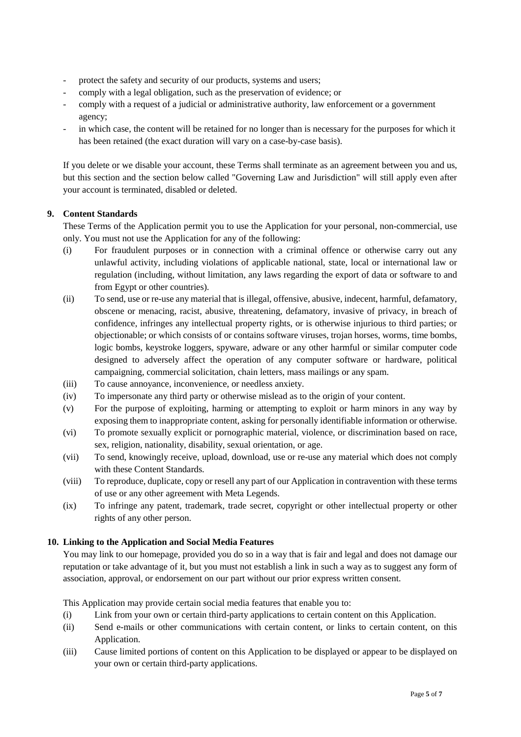- protect the safety and security of our products, systems and users;
- comply with a legal obligation, such as the preservation of evidence; or
- comply with a request of a judicial or administrative authority, law enforcement or a government agency;
- in which case, the content will be retained for no longer than is necessary for the purposes for which it has been retained (the exact duration will vary on a case-by-case basis).

If you delete or we disable your account, these Terms shall terminate as an agreement between you and us, but this section and the section below called "Governing Law and Jurisdiction" will still apply even after your account is terminated, disabled or deleted.

## 9. Content Standards

These Terms of the Application permit you to use the Application for your personal, non-commercial, use only. You must not use the Application for any of the following:

(i) For fraudulent purposes or in connection with a criminal offence or otherwise carry out any unlawful activity, including violations of applicable national, state, local or international law or regulation (including, without limitation, any laws regarding the export of data or software to and from Egypt or other countries).

(ii) To send, use or re-use any material that is illegal, offensive, abusive, indecent, harmful, defamatory, obscene or menacing, racist, abusive, threatening, defamatory, invasive of privacy, in breach of confidence, infringes any intellectual property rights, or is otherwise injurious to third parties; or objectionable; or which consists of or contains software viruses, trojan horses, worms, time bombs, logic bombs, keystroke loggers, spyware, adware or any other harmful or similar computer code designed to adversely affect the operation of any computer software or hardware, political campaigning, commercial solicitation, chain letters, mass mailings or any spam.

(iii) To cause annoyance, inconvenience, or needless anxiety.

(iv) To impersonate any third party or otherwise mislead as to the origin of your content.

(v) For the purpose of exploiting, harming or attempting to exploit or harm minors in any way by exposing them to inappropriate content, asking for personally identifiable information or otherwise.

(vi) To promote sexually explicit or pornographic material, violence, or discrimination based on race, sex, religion, nationality, disability, sexual orientation, or age.

(vii) To send, knowingly receive, upload, download, use or re-use any material which does not comply with these Content Standards.

(viii) To reproduce, duplicate, copy or resell any part of our Application in contravention with these terms of use or any other agreement with Meta Legends.

(ix) To infringe any patent, trademark, trade secret, copyright or other intellectual property or other rights of any other person.

## 10. Linking to the Application and Social Media Features

You may link to our homepage, provided you do so in a way that is fair and legal and does not damage our reputation or take advantage of it, but you must not establish a link in such a way as to suggest any form of association, approval, or endorsement on our part without our prior express written consent.

This Application may provide certain social media features that enable you to:

(i) Link from your own or certain third-party applications to certain content on this Application.

(ii) Send e-mails or other communications with certain content, or links to certain content, on this Application.

(iii) Cause limited portions of content on this Application to be displayed or appear to be displayed on your own or certain third-party applications.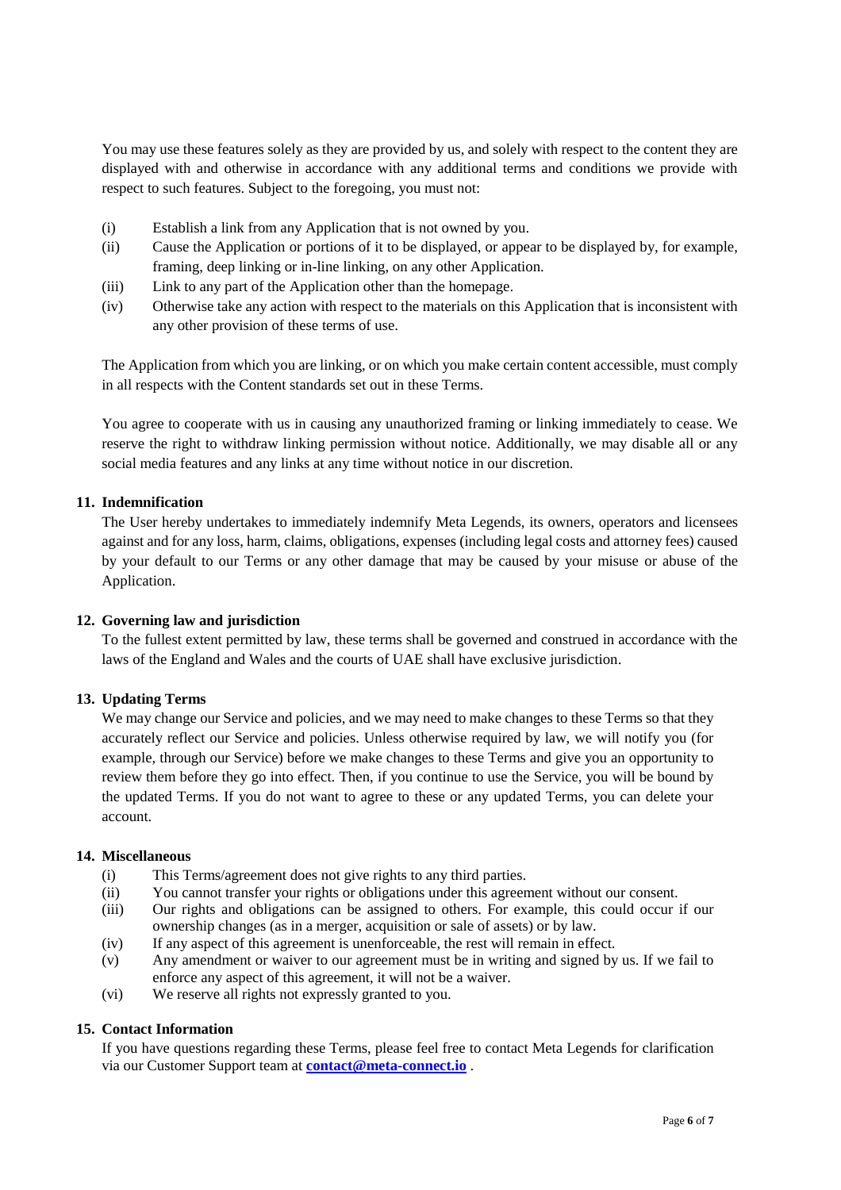You may use these features solely as they are provided by us, and solely with respect to the content they are displayed with and otherwise in accordance with any additional terms and conditions we provide with respect to such features. Subject to the foregoing, you must not:

(i) Establish a link from any Application that is not owned by you.
(ii) Cause the Application or portions of it to be displayed, or appear to be displayed by, for example, framing, deep linking or in-line linking, on any other Application.
(iii) Link to any part of the Application other than the homepage.
(iv) Otherwise take any action with respect to the materials on this Application that is inconsistent with any other provision of these terms of use.

The Application from which you are linking, or on which you make certain content accessible, must comply in all respects with the Content standards set out in these Terms.

You agree to cooperate with us in causing any unauthorized framing or linking immediately to cease. We reserve the right to withdraw linking permission without notice. Additionally, we may disable all or any social media features and any links at any time without notice in our discretion.

## 11. Indemnification

The User hereby undertakes to immediately indemnify Meta Legends, its owners, operators and licensees against and for any loss, harm, claims, obligations, expenses (including legal costs and attorney fees) caused by your default to our Terms or any other damage that may be caused by your misuse or abuse of the Application.

## 12. Governing law and jurisdiction

To the fullest extent permitted by law, these terms shall be governed and construed in accordance with the laws of the England and Wales and the courts of UAE shall have exclusive jurisdiction.

## 13. Updating Terms

We may change our Service and policies, and we may need to make changes to these Terms so that they accurately reflect our Service and policies. Unless otherwise required by law, we will notify you (for example, through our Service) before we make changes to these Terms and give you an opportunity to review them before they go into effect. Then, if you continue to use the Service, you will be bound by the updated Terms. If you do not want to agree to these or any updated Terms, you can delete your account.

## 14. Miscellaneous

(i) This Terms/agreement does not give rights to any third parties.
(ii) You cannot transfer your rights or obligations under this agreement without our consent.
(iii) Our rights and obligations can be assigned to others. For example, this could occur if our ownership changes (as in a merger, acquisition or sale of assets) or by law.
(iv) If any aspect of this agreement is unenforceable, the rest will remain in effect.
(v) Any amendment or waiver to our agreement must be in writing and signed by us. If we fail to enforce any aspect of this agreement, it will not be a waiver.
(vi) We reserve all rights not expressly granted to you.

## 15. Contact Information

If you have questions regarding these Terms, please feel free to contact Meta Legends for clarification via our Customer Support team at **contact@meta-connect.io** .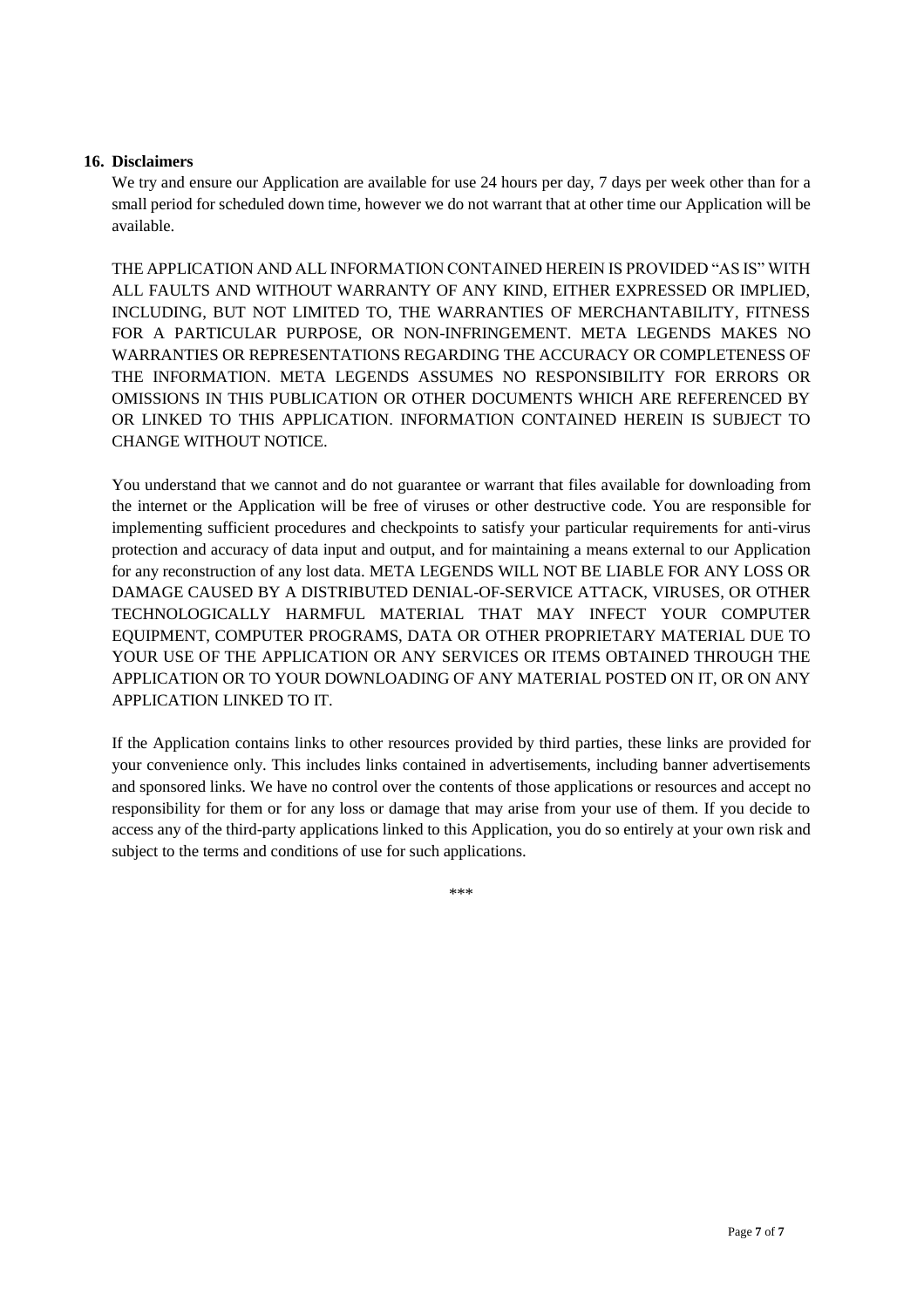## 16. Disclaimers

We try and ensure our Application are available for use 24 hours per day, 7 days per week other than for a small period for scheduled down time, however we do not warrant that at other time our Application will be available.

THE APPLICATION AND ALL INFORMATION CONTAINED HEREIN IS PROVIDED "AS IS" WITH ALL FAULTS AND WITHOUT WARRANTY OF ANY KIND, EITHER EXPRESSED OR IMPLIED, INCLUDING, BUT NOT LIMITED TO, THE WARRANTIES OF MERCHANTABILITY, FITNESS FOR A PARTICULAR PURPOSE, OR NON-INFRINGEMENT. META LEGENDS MAKES NO WARRANTIES OR REPRESENTATIONS REGARDING THE ACCURACY OR COMPLETENESS OF THE INFORMATION. META LEGENDS ASSUMES NO RESPONSIBILITY FOR ERRORS OR OMISSIONS IN THIS PUBLICATION OR OTHER DOCUMENTS WHICH ARE REFERENCED BY OR LINKED TO THIS APPLICATION. INFORMATION CONTAINED HEREIN IS SUBJECT TO CHANGE WITHOUT NOTICE.

You understand that we cannot and do not guarantee or warrant that files available for downloading from the internet or the Application will be free of viruses or other destructive code. You are responsible for implementing sufficient procedures and checkpoints to satisfy your particular requirements for anti-virus protection and accuracy of data input and output, and for maintaining a means external to our Application for any reconstruction of any lost data. META LEGENDS WILL NOT BE LIABLE FOR ANY LOSS OR DAMAGE CAUSED BY A DISTRIBUTED DENIAL-OF-SERVICE ATTACK, VIRUSES, OR OTHER TECHNOLOGICALLY HARMFUL MATERIAL THAT MAY INFECT YOUR COMPUTER EQUIPMENT, COMPUTER PROGRAMS, DATA OR OTHER PROPRIETARY MATERIAL DUE TO YOUR USE OF THE APPLICATION OR ANY SERVICES OR ITEMS OBTAINED THROUGH THE APPLICATION OR TO YOUR DOWNLOADING OF ANY MATERIAL POSTED ON IT, OR ON ANY APPLICATION LINKED TO IT.

If the Application contains links to other resources provided by third parties, these links are provided for your convenience only. This includes links contained in advertisements, including banner advertisements and sponsored links. We have no control over the contents of those applications or resources and accept no responsibility for them or for any loss or damage that may arise from your use of them. If you decide to access any of the third-party applications linked to this Application, you do so entirely at your own risk and subject to the terms and conditions of use for such applications.

***